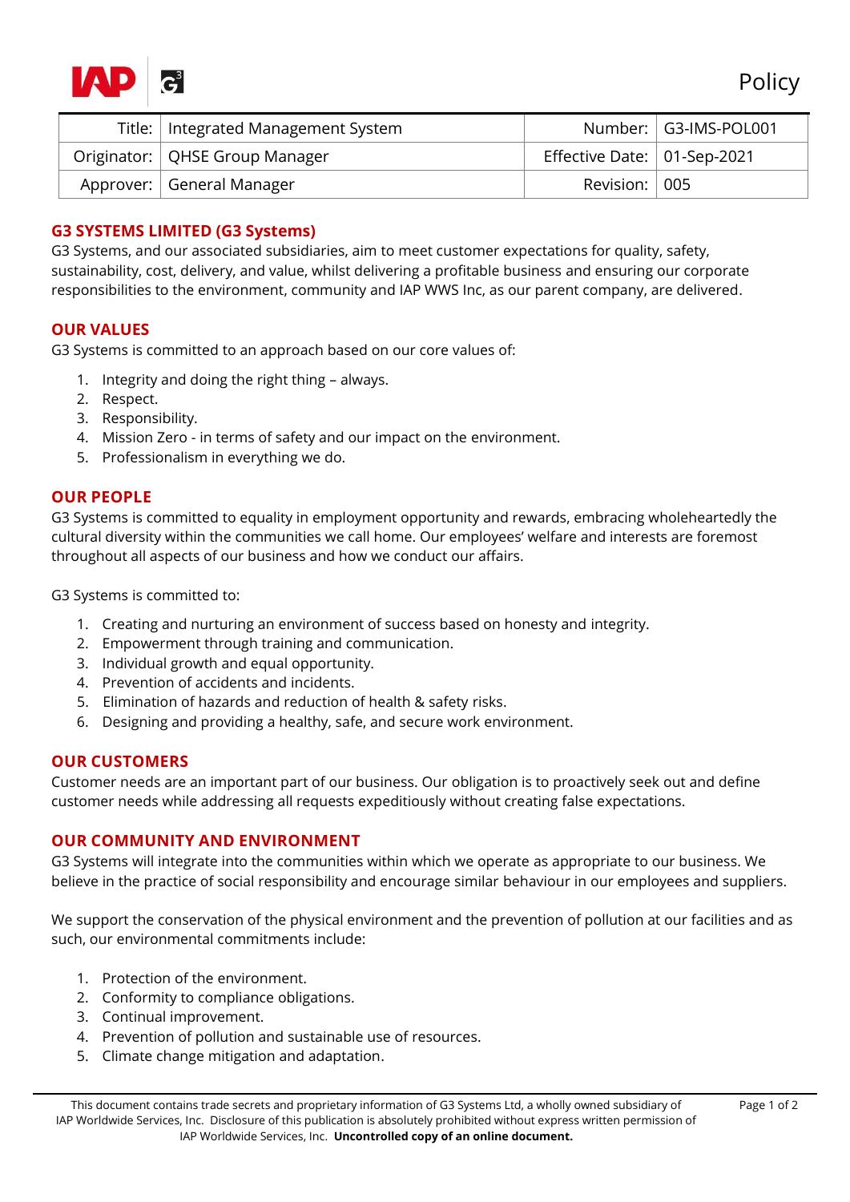Policy

| Title: | Integrated Management System | Number: | G3-IMS-POL001 |
|---|---|---|---|
| Originator: | QHSE Group Manager | Effective Date: | 01-Sep-2021 |
| Approver: | General Manager | Revision: | 005 |

## G3 SYSTEMS LIMITED (G3 Systems)

G3 Systems, and our associated subsidiaries, aim to meet customer expectations for quality, safety, sustainability, cost, delivery, and value, whilst delivering a profitable business and ensuring our corporate responsibilities to the environment, community and IAP WWS Inc, as our parent company, are delivered.

## OUR VALUES

G3 Systems is committed to an approach based on our core values of:

1. Integrity and doing the right thing – always.
2. Respect.
3. Responsibility.
4. Mission Zero - in terms of safety and our impact on the environment.
5. Professionalism in everything we do.

## OUR PEOPLE

G3 Systems is committed to equality in employment opportunity and rewards, embracing wholeheartedly the cultural diversity within the communities we call home. Our employees' welfare and interests are foremost throughout all aspects of our business and how we conduct our affairs.

G3 Systems is committed to:

1. Creating and nurturing an environment of success based on honesty and integrity.
2. Empowerment through training and communication.
3. Individual growth and equal opportunity.
4. Prevention of accidents and incidents.
5. Elimination of hazards and reduction of health & safety risks.
6. Designing and providing a healthy, safe, and secure work environment.

## OUR CUSTOMERS

Customer needs are an important part of our business. Our obligation is to proactively seek out and define customer needs while addressing all requests expeditiously without creating false expectations.

## OUR COMMUNITY AND ENVIRONMENT

G3 Systems will integrate into the communities within which we operate as appropriate to our business. We believe in the practice of social responsibility and encourage similar behaviour in our employees and suppliers.

We support the conservation of the physical environment and the prevention of pollution at our facilities and as such, our environmental commitments include:

1. Protection of the environment.
2. Conformity to compliance obligations.
3. Continual improvement.
4. Prevention of pollution and sustainable use of resources.
5. Climate change mitigation and adaptation.

This document contains trade secrets and proprietary information of G3 Systems Ltd, a wholly owned subsidiary of IAP Worldwide Services, Inc. Disclosure of this publication is absolutely prohibited without express written permission of IAP Worldwide Services, Inc. **Uncontrolled copy of an online document.**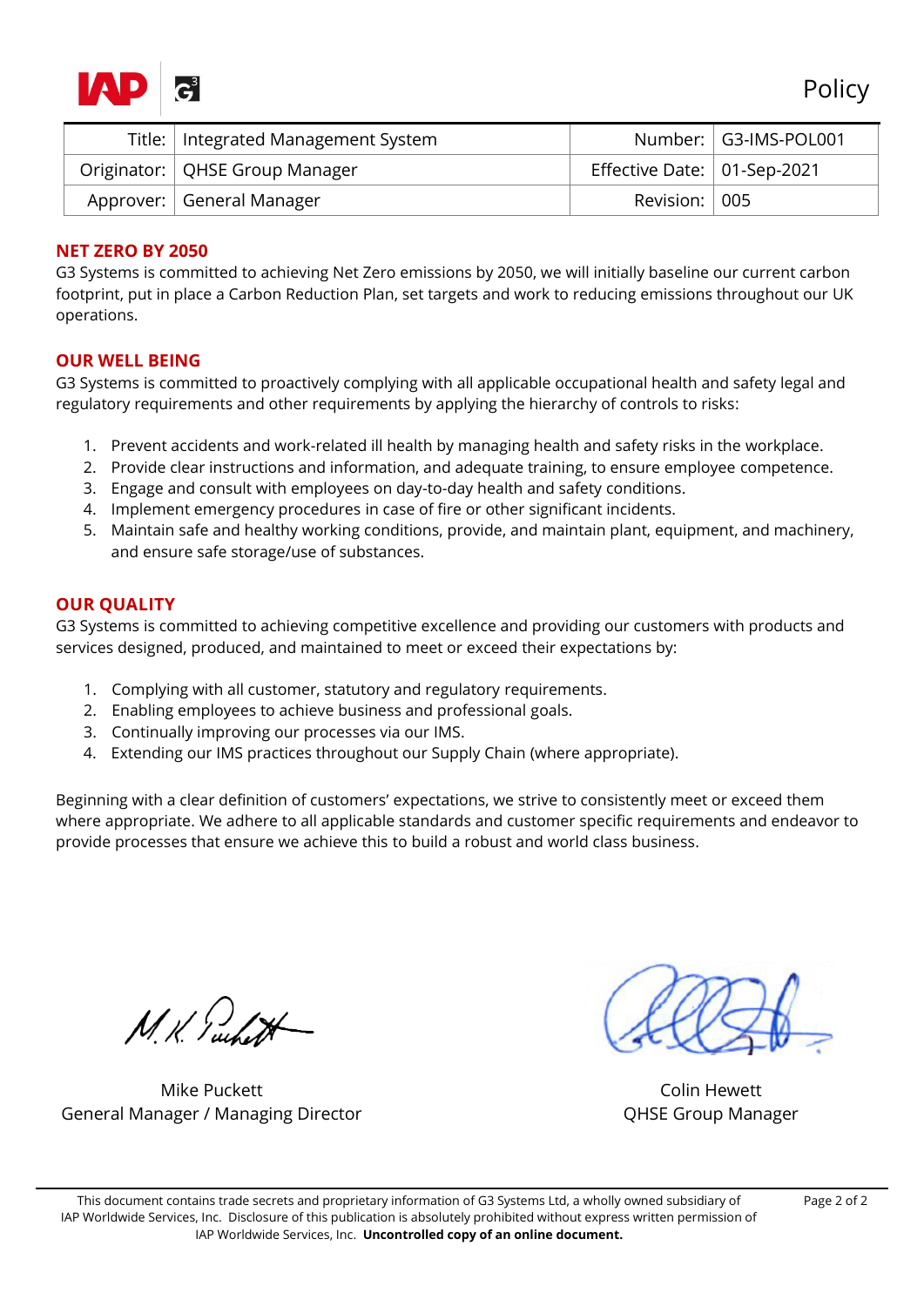Policy

| | | | |
|---|---|---|---|
| Title: | Integrated Management System | Number: | G3-IMS-POL001 |
| Originator: | QHSE Group Manager | Effective Date: | 01-Sep-2021 |
| Approver: | General Manager | Revision: | 005 |

## NET ZERO BY 2050

G3 Systems is committed to achieving Net Zero emissions by 2050, we will initially baseline our current carbon footprint, put in place a Carbon Reduction Plan, set targets and work to reducing emissions throughout our UK operations.

## OUR WELL BEING

G3 Systems is committed to proactively complying with all applicable occupational health and safety legal and regulatory requirements and other requirements by applying the hierarchy of controls to risks:

1. Prevent accidents and work-related ill health by managing health and safety risks in the workplace.
2. Provide clear instructions and information, and adequate training, to ensure employee competence.
3. Engage and consult with employees on day-to-day health and safety conditions.
4. Implement emergency procedures in case of fire or other significant incidents.
5. Maintain safe and healthy working conditions, provide, and maintain plant, equipment, and machinery, and ensure safe storage/use of substances.

## OUR QUALITY

G3 Systems is committed to achieving competitive excellence and providing our customers with products and services designed, produced, and maintained to meet or exceed their expectations by:

1. Complying with all customer, statutory and regulatory requirements.
2. Enabling employees to achieve business and professional goals.
3. Continually improving our processes via our IMS.
4. Extending our IMS practices throughout our Supply Chain (where appropriate).

Beginning with a clear definition of customers' expectations, we strive to consistently meet or exceed them where appropriate. We adhere to all applicable standards and customer specific requirements and endeavor to provide processes that ensure we achieve this to build a robust and world class business.

Mike Puckett
General Manager / Managing Director

Colin Hewett
QHSE Group Manager

This document contains trade secrets and proprietary information of G3 Systems Ltd, a wholly owned subsidiary of IAP Worldwide Services, Inc. Disclosure of this publication is absolutely prohibited without express written permission of IAP Worldwide Services, Inc. **Uncontrolled copy of an online document.**